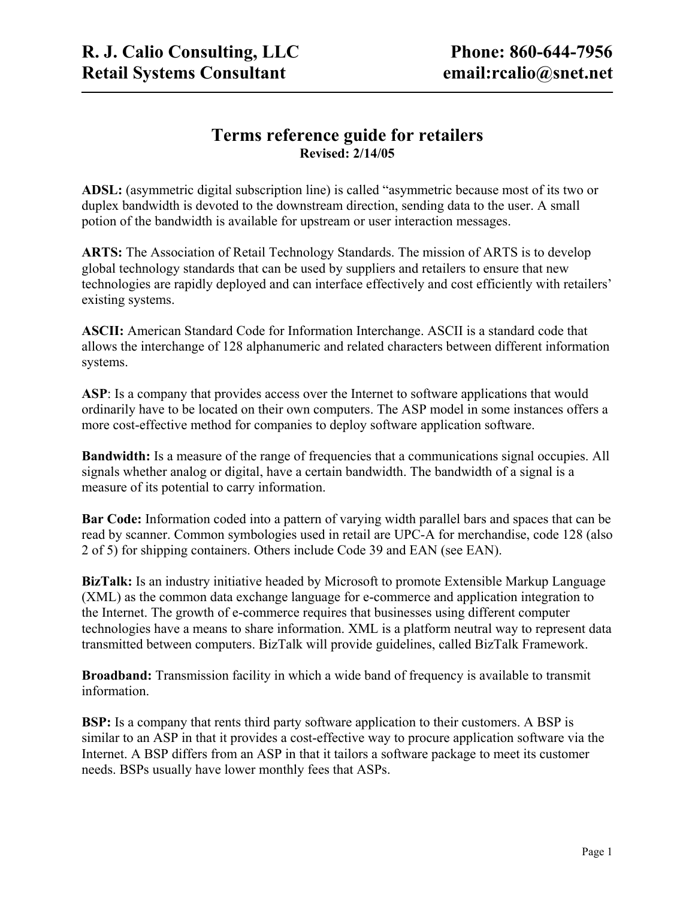R. J. Calio Consulting, LLC — Phone: 860-644-7956
Retail Systems Consultant — email:rcalio@snet.net

# Terms reference guide for retailers

**Revised: 2/14/05**

**ADSL:** (asymmetric digital subscription line) is called "asymmetric because most of its two or duplex bandwidth is devoted to the downstream direction, sending data to the user. A small potion of the bandwidth is available for upstream or user interaction messages.

**ARTS:** The Association of Retail Technology Standards. The mission of ARTS is to develop global technology standards that can be used by suppliers and retailers to ensure that new technologies are rapidly deployed and can interface effectively and cost efficiently with retailers' existing systems.

**ASCII:** American Standard Code for Information Interchange. ASCII is a standard code that allows the interchange of 128 alphanumeric and related characters between different information systems.

**ASP**: Is a company that provides access over the Internet to software applications that would ordinarily have to be located on their own computers. The ASP model in some instances offers a more cost-effective method for companies to deploy software application software.

**Bandwidth:** Is a measure of the range of frequencies that a communications signal occupies. All signals whether analog or digital, have a certain bandwidth. The bandwidth of a signal is a measure of its potential to carry information.

**Bar Code:** Information coded into a pattern of varying width parallel bars and spaces that can be read by scanner. Common symbologies used in retail are UPC-A for merchandise, code 128 (also 2 of 5) for shipping containers. Others include Code 39 and EAN (see EAN).

**BizTalk:** Is an industry initiative headed by Microsoft to promote Extensible Markup Language (XML) as the common data exchange language for e-commerce and application integration to the Internet. The growth of e-commerce requires that businesses using different computer technologies have a means to share information. XML is a platform neutral way to represent data transmitted between computers. BizTalk will provide guidelines, called BizTalk Framework.

**Broadband:** Transmission facility in which a wide band of frequency is available to transmit information.

**BSP:** Is a company that rents third party software application to their customers. A BSP is similar to an ASP in that it provides a cost-effective way to procure application software via the Internet. A BSP differs from an ASP in that it tailors a software package to meet its customer needs. BSPs usually have lower monthly fees that ASPs.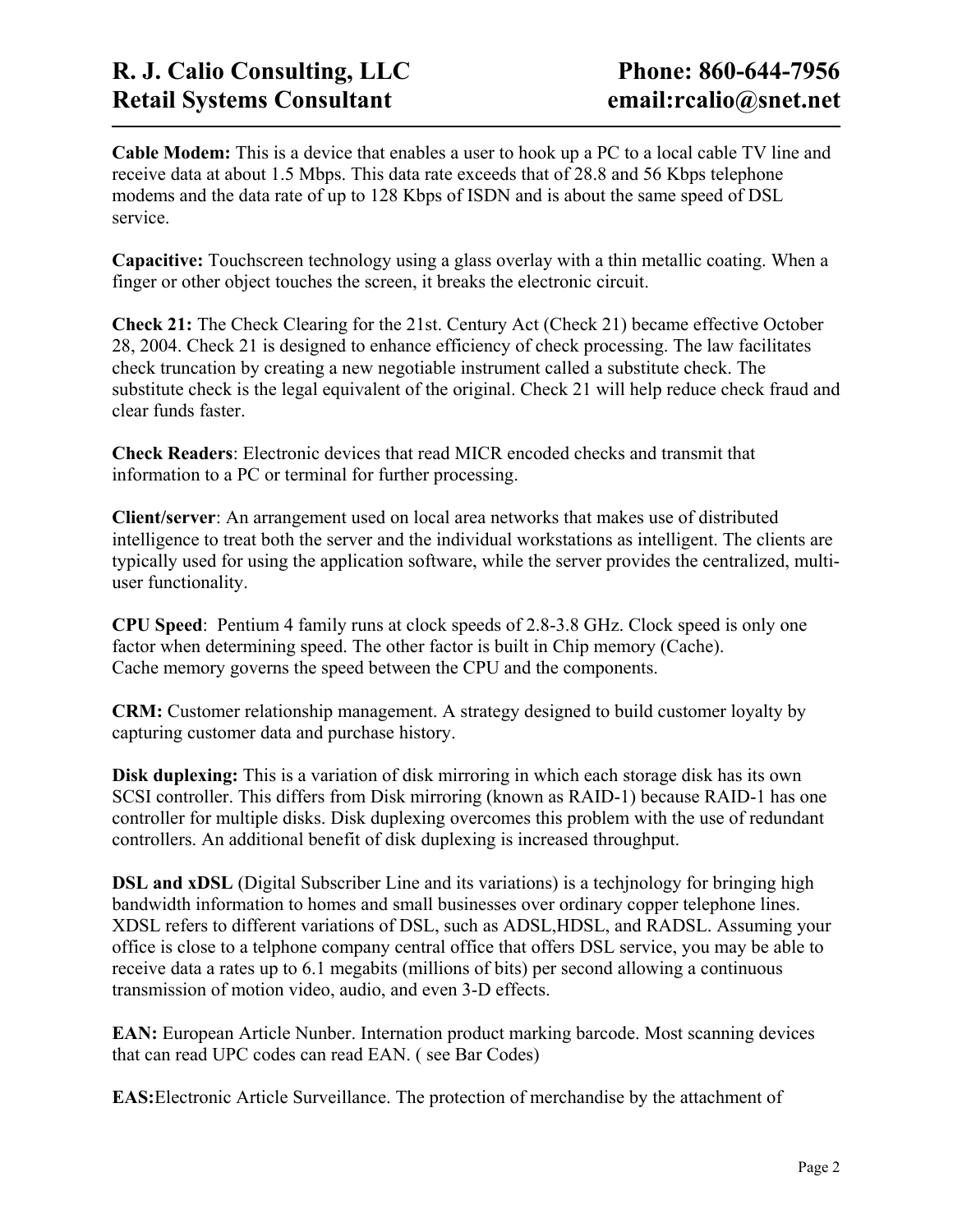**Cable Modem:** This is a device that enables a user to hook up a PC to a local cable TV line and receive data at about 1.5 Mbps. This data rate exceeds that of 28.8 and 56 Kbps telephone modems and the data rate of up to 128 Kbps of ISDN and is about the same speed of DSL service.

**Capacitive:** Touchscreen technology using a glass overlay with a thin metallic coating. When a finger or other object touches the screen, it breaks the electronic circuit.

**Check 21:** The Check Clearing for the 21st. Century Act (Check 21) became effective October 28, 2004. Check 21 is designed to enhance efficiency of check processing. The law facilitates check truncation by creating a new negotiable instrument called a substitute check. The substitute check is the legal equivalent of the original. Check 21 will help reduce check fraud and clear funds faster.

**Check Readers**: Electronic devices that read MICR encoded checks and transmit that information to a PC or terminal for further processing.

**Client/server**: An arrangement used on local area networks that makes use of distributed intelligence to treat both the server and the individual workstations as intelligent. The clients are typically used for using the application software, while the server provides the centralized, multi-user functionality.

**CPU Speed**: Pentium 4 family runs at clock speeds of 2.8-3.8 GHz. Clock speed is only one factor when determining speed. The other factor is built in Chip memory (Cache). Cache memory governs the speed between the CPU and the components.

**CRM:** Customer relationship management. A strategy designed to build customer loyalty by capturing customer data and purchase history.

**Disk duplexing:** This is a variation of disk mirroring in which each storage disk has its own SCSI controller. This differs from Disk mirroring (known as RAID-1) because RAID-1 has one controller for multiple disks. Disk duplexing overcomes this problem with the use of redundant controllers. An additional benefit of disk duplexing is increased throughput.

**DSL and xDSL** (Digital Subscriber Line and its variations) is a techjnology for bringing high bandwidth information to homes and small businesses over ordinary copper telephone lines. XDSL refers to different variations of DSL, such as ADSL,HDSL, and RADSL. Assuming your office is close to a telphone company central office that offers DSL service, you may be able to receive data a rates up to 6.1 megabits (millions of bits) per second allowing a continuous transmission of motion video, audio, and even 3-D effects.

**EAN:** European Article Nunber. Internation product marking barcode. Most scanning devices that can read UPC codes can read EAN. ( see Bar Codes)

**EAS:**Electronic Article Surveillance. The protection of merchandise by the attachment of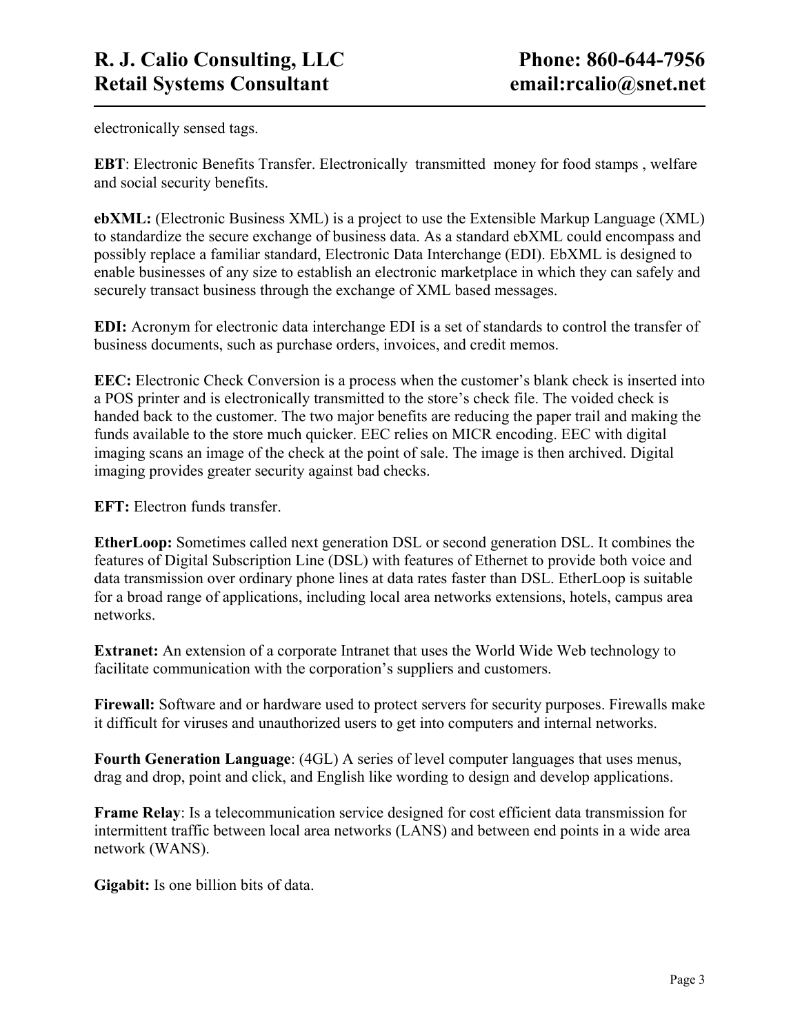electronically sensed tags.

**EBT**: Electronic Benefits Transfer. Electronically transmitted money for food stamps , welfare and social security benefits.

**ebXML:** (Electronic Business XML) is a project to use the Extensible Markup Language (XML) to standardize the secure exchange of business data. As a standard ebXML could encompass and possibly replace a familiar standard, Electronic Data Interchange (EDI). EbXML is designed to enable businesses of any size to establish an electronic marketplace in which they can safely and securely transact business through the exchange of XML based messages.

**EDI:** Acronym for electronic data interchange EDI is a set of standards to control the transfer of business documents, such as purchase orders, invoices, and credit memos.

**EEC:** Electronic Check Conversion is a process when the customer's blank check is inserted into a POS printer and is electronically transmitted to the store's check file. The voided check is handed back to the customer. The two major benefits are reducing the paper trail and making the funds available to the store much quicker. EEC relies on MICR encoding. EEC with digital imaging scans an image of the check at the point of sale. The image is then archived. Digital imaging provides greater security against bad checks.

**EFT:** Electron funds transfer.

**EtherLoop:** Sometimes called next generation DSL or second generation DSL. It combines the features of Digital Subscription Line (DSL) with features of Ethernet to provide both voice and data transmission over ordinary phone lines at data rates faster than DSL. EtherLoop is suitable for a broad range of applications, including local area networks extensions, hotels, campus area networks.

**Extranet:** An extension of a corporate Intranet that uses the World Wide Web technology to facilitate communication with the corporation's suppliers and customers.

**Firewall:** Software and or hardware used to protect servers for security purposes. Firewalls make it difficult for viruses and unauthorized users to get into computers and internal networks.

**Fourth Generation Language**: (4GL) A series of level computer languages that uses menus, drag and drop, point and click, and English like wording to design and develop applications.

**Frame Relay**: Is a telecommunication service designed for cost efficient data transmission for intermittent traffic between local area networks (LANS) and between end points in a wide area network (WANS).

**Gigabit:** Is one billion bits of data.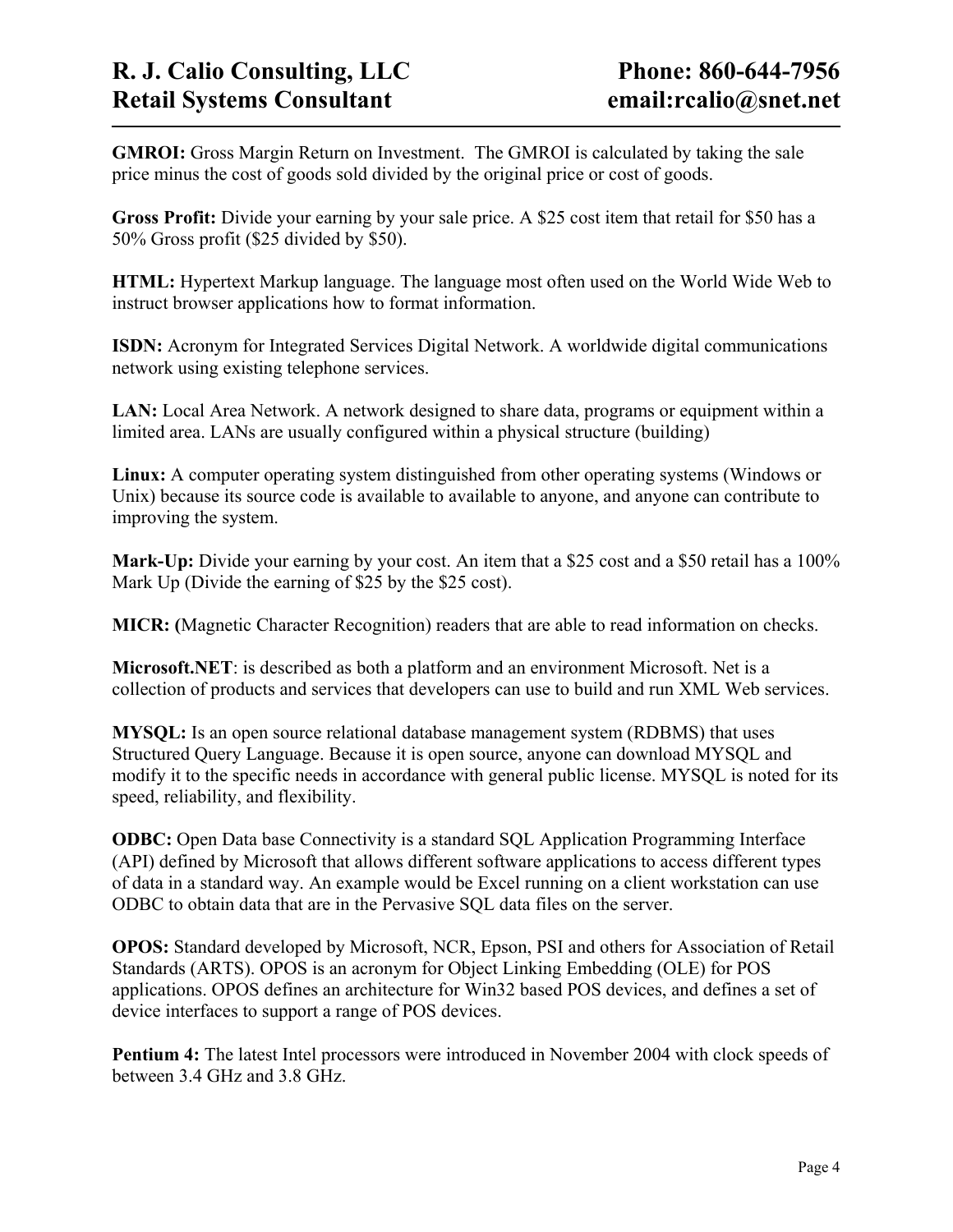**GMROI:** Gross Margin Return on Investment. The GMROI is calculated by taking the sale price minus the cost of goods sold divided by the original price or cost of goods.

**Gross Profit:** Divide your earning by your sale price. A $25 cost item that retail for $50 has a 50% Gross profit ($25 divided by $50).

**HTML:** Hypertext Markup language. The language most often used on the World Wide Web to instruct browser applications how to format information.

**ISDN:** Acronym for Integrated Services Digital Network. A worldwide digital communications network using existing telephone services.

**LAN:** Local Area Network. A network designed to share data, programs or equipment within a limited area. LANs are usually configured within a physical structure (building)

**Linux:** A computer operating system distinguished from other operating systems (Windows or Unix) because its source code is available to available to anyone, and anyone can contribute to improving the system.

**Mark-Up:** Divide your earning by your cost. An item that a $25 cost and a $50 retail has a 100% Mark Up (Divide the earning of $25 by the $25 cost).

**MICR: (**Magnetic Character Recognition) readers that are able to read information on checks.

**Microsoft.NET**: is described as both a platform and an environment Microsoft. Net is a collection of products and services that developers can use to build and run XML Web services.

**MYSQL:** Is an open source relational database management system (RDBMS) that uses Structured Query Language. Because it is open source, anyone can download MYSQL and modify it to the specific needs in accordance with general public license. MYSQL is noted for its speed, reliability, and flexibility.

**ODBC:** Open Data base Connectivity is a standard SQL Application Programming Interface (API) defined by Microsoft that allows different software applications to access different types of data in a standard way. An example would be Excel running on a client workstation can use ODBC to obtain data that are in the Pervasive SQL data files on the server.

**OPOS:** Standard developed by Microsoft, NCR, Epson, PSI and others for Association of Retail Standards (ARTS). OPOS is an acronym for Object Linking Embedding (OLE) for POS applications. OPOS defines an architecture for Win32 based POS devices, and defines a set of device interfaces to support a range of POS devices.

**Pentium 4:** The latest Intel processors were introduced in November 2004 with clock speeds of between 3.4 GHz and 3.8 GHz.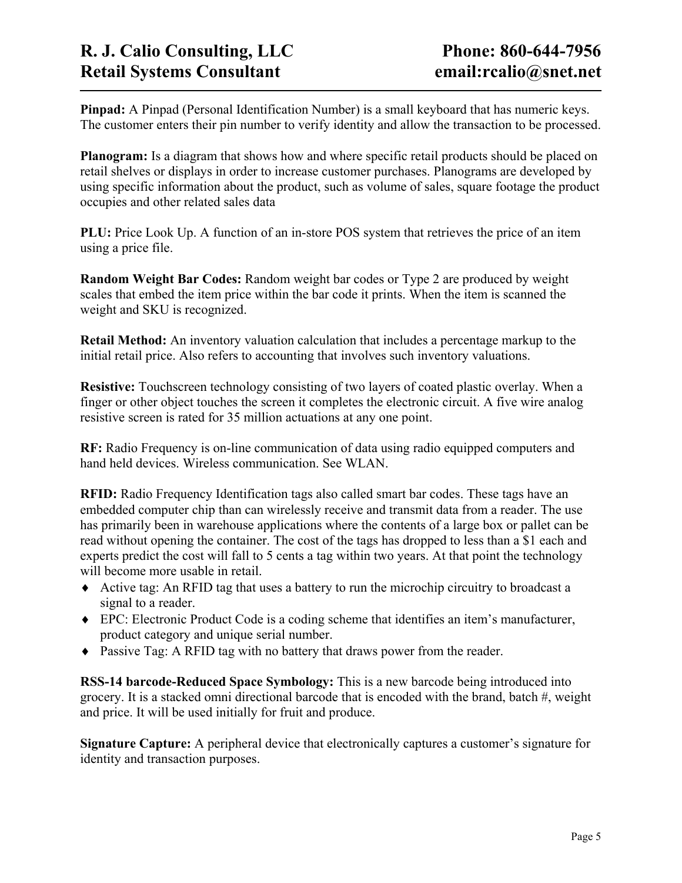**Pinpad:** A Pinpad (Personal Identification Number) is a small keyboard that has numeric keys. The customer enters their pin number to verify identity and allow the transaction to be processed.

**Planogram:** Is a diagram that shows how and where specific retail products should be placed on retail shelves or displays in order to increase customer purchases. Planograms are developed by using specific information about the product, such as volume of sales, square footage the product occupies and other related sales data

**PLU:** Price Look Up. A function of an in-store POS system that retrieves the price of an item using a price file.

**Random Weight Bar Codes:** Random weight bar codes or Type 2 are produced by weight scales that embed the item price within the bar code it prints. When the item is scanned the weight and SKU is recognized.

**Retail Method:** An inventory valuation calculation that includes a percentage markup to the initial retail price. Also refers to accounting that involves such inventory valuations.

**Resistive:** Touchscreen technology consisting of two layers of coated plastic overlay. When a finger or other object touches the screen it completes the electronic circuit. A five wire analog resistive screen is rated for 35 million actuations at any one point.

**RF:** Radio Frequency is on-line communication of data using radio equipped computers and hand held devices. Wireless communication. See WLAN.

**RFID:** Radio Frequency Identification tags also called smart bar codes. These tags have an embedded computer chip than can wirelessly receive and transmit data from a reader. The use has primarily been in warehouse applications where the contents of a large box or pallet can be read without opening the container. The cost of the tags has dropped to less than a $1 each and experts predict the cost will fall to 5 cents a tag within two years. At that point the technology will become more usable in retail.

- Active tag: An RFID tag that uses a battery to run the microchip circuitry to broadcast a signal to a reader.
- EPC: Electronic Product Code is a coding scheme that identifies an item's manufacturer, product category and unique serial number.
- Passive Tag: A RFID tag with no battery that draws power from the reader.

**RSS-14 barcode-Reduced Space Symbology:** This is a new barcode being introduced into grocery. It is a stacked omni directional barcode that is encoded with the brand, batch #, weight and price. It will be used initially for fruit and produce.

**Signature Capture:** A peripheral device that electronically captures a customer's signature for identity and transaction purposes.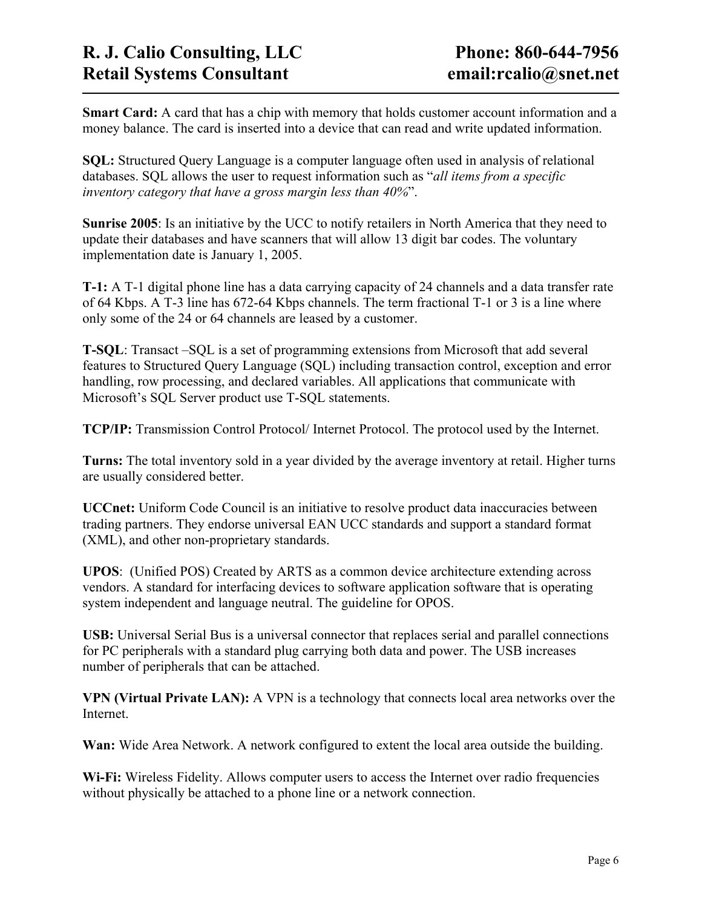**Smart Card:** A card that has a chip with memory that holds customer account information and a money balance. The card is inserted into a device that can read and write updated information.

**SQL:** Structured Query Language is a computer language often used in analysis of relational databases. SQL allows the user to request information such as "*all items from a specific inventory category that have a gross margin less than 40%*".

**Sunrise 2005**: Is an initiative by the UCC to notify retailers in North America that they need to update their databases and have scanners that will allow 13 digit bar codes. The voluntary implementation date is January 1, 2005.

**T-1:** A T-1 digital phone line has a data carrying capacity of 24 channels and a data transfer rate of 64 Kbps. A T-3 line has 672-64 Kbps channels. The term fractional T-1 or 3 is a line where only some of the 24 or 64 channels are leased by a customer.

**T-SQL**: Transact –SQL is a set of programming extensions from Microsoft that add several features to Structured Query Language (SQL) including transaction control, exception and error handling, row processing, and declared variables. All applications that communicate with Microsoft's SQL Server product use T-SQL statements.

**TCP/IP:** Transmission Control Protocol/ Internet Protocol. The protocol used by the Internet.

**Turns:** The total inventory sold in a year divided by the average inventory at retail. Higher turns are usually considered better.

**UCCnet:** Uniform Code Council is an initiative to resolve product data inaccuracies between trading partners. They endorse universal EAN UCC standards and support a standard format (XML), and other non-proprietary standards.

**UPOS**: (Unified POS) Created by ARTS as a common device architecture extending across vendors. A standard for interfacing devices to software application software that is operating system independent and language neutral. The guideline for OPOS.

**USB:** Universal Serial Bus is a universal connector that replaces serial and parallel connections for PC peripherals with a standard plug carrying both data and power. The USB increases number of peripherals that can be attached.

**VPN (Virtual Private LAN):** A VPN is a technology that connects local area networks over the Internet.

**Wan:** Wide Area Network. A network configured to extent the local area outside the building.

**Wi-Fi:** Wireless Fidelity. Allows computer users to access the Internet over radio frequencies without physically be attached to a phone line or a network connection.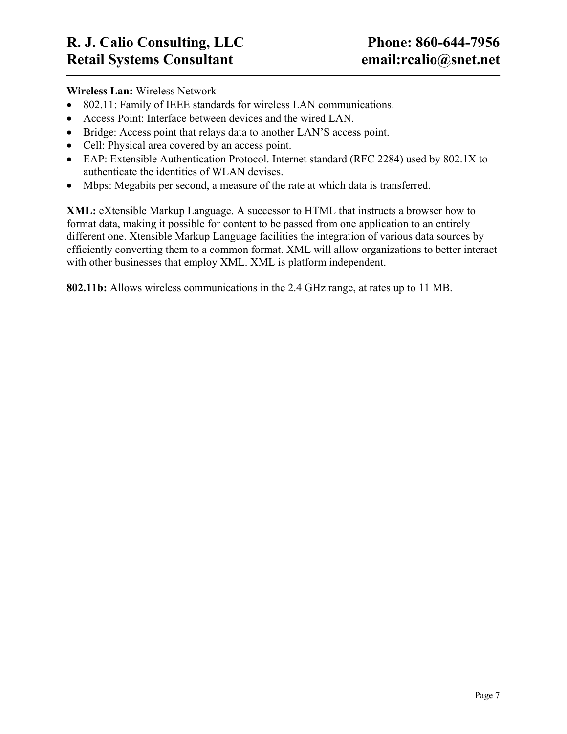**Wireless Lan:** Wireless Network

- 802.11: Family of IEEE standards for wireless LAN communications.
- Access Point: Interface between devices and the wired LAN.
- Bridge: Access point that relays data to another LAN'S access point.
- Cell: Physical area covered by an access point.
- EAP: Extensible Authentication Protocol. Internet standard (RFC 2284) used by 802.1X to authenticate the identities of WLAN devises.
- Mbps: Megabits per second, a measure of the rate at which data is transferred.

**XML:** eXtensible Markup Language. A successor to HTML that instructs a browser how to format data, making it possible for content to be passed from one application to an entirely different one. Xtensible Markup Language facilities the integration of various data sources by efficiently converting them to a common format. XML will allow organizations to better interact with other businesses that employ XML. XML is platform independent.

**802.11b:** Allows wireless communications in the 2.4 GHz range, at rates up to 11 MB.